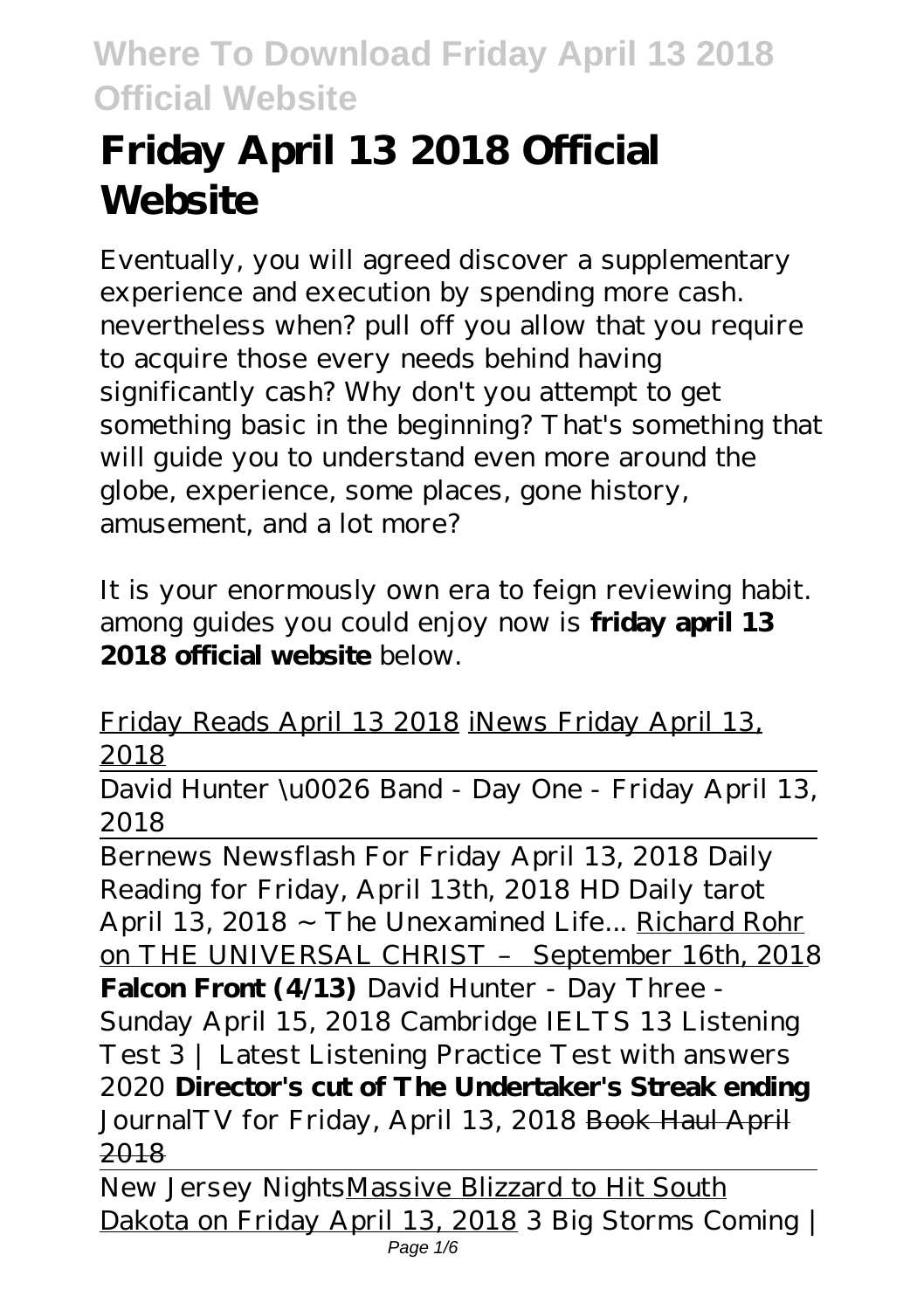# Friday April 13 2018 Official Website

Eventually, you will agreed discover a supplementary experience and execution by spending more cash. nevertheless when? pull off you allow that you require to acquire those every needs behind having significantly cash? Why don't you attempt to get something basic in the beginning? That's something that will guide you to understand even more around the globe, experience, some places, gone history, amusement, and a lot more?

It is your enormously own era to feign reviewing habit. among guides you could enjoy now is **friday april 13 2018 official website** below.

Friday Reads April 13 2018 iNews Friday April 13, 2018

David Hunter \u0026 Band - Day One - Friday April 13, 2018

Bernews Newsflash For Friday April 13, 2018 *Daily Reading for Friday, April 13th, 2018 HD Daily tarot April 13, 2018 ~ The Unexamined Life...* Richard Rohr on THE UNIVERSAL CHRIST – September 16th, 2018 **Falcon Front (4/13)** *David Hunter - Day Three - Sunday April 15, 2018 Cambridge IELTS 13 Listening Test 3 | Latest Listening Practice Test with answers 2020* **Director's cut of The Undertaker's Streak ending** *JournalTV for Friday, April 13, 2018* Book Haul April 2018

New Jersey Nights Massive Blizzard to Hit South Dakota on Friday April 13, 2018 *3 Big Storms Coming |*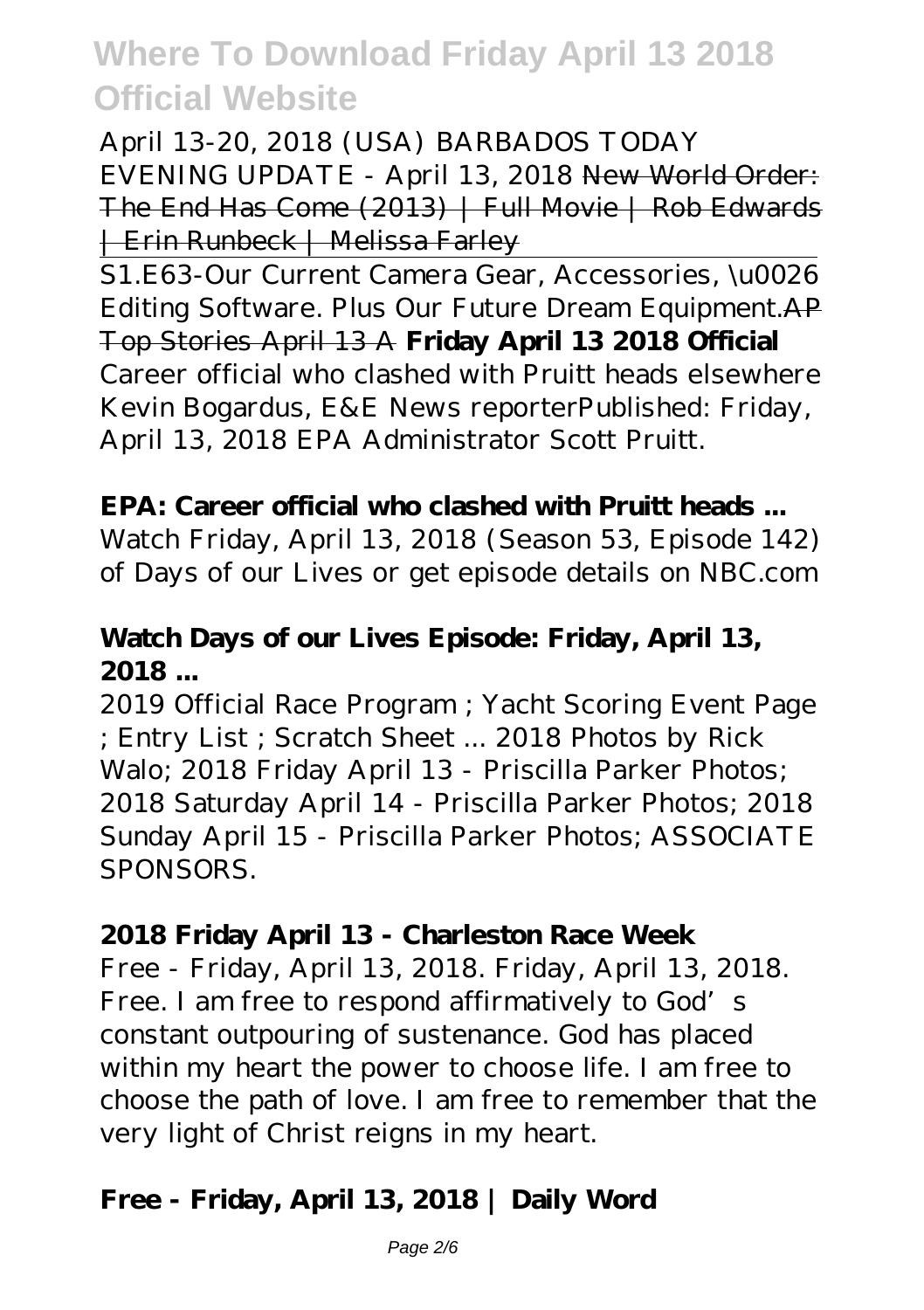April 13-20, 2018 (USA) BARBADOS TODAY EVENING UPDATE - April 13, 2018 ~~New World Order: The End Has Come (2013) | Full Movie | Rob Edwards | Erin Runbeck | Melissa Farley~~

S1.E63-Our Current Camera Gear, Accessories, \u0026 Editing Software. Plus Our Future Dream Equipment.~~AP Top Stories April 13 A~~ **Friday April 13 2018 Official**
Career official who clashed with Pruitt heads elsewhere Kevin Bogardus, E&E News reporterPublished: Friday, April 13, 2018 EPA Administrator Scott Pruitt.

**EPA: Career official who clashed with Pruitt heads ...**

Watch Friday, April 13, 2018 (Season 53, Episode 142) of Days of our Lives or get episode details on NBC.com

**Watch Days of our Lives Episode: Friday, April 13, 2018 ...**

2019 Official Race Program ; Yacht Scoring Event Page ; Entry List ; Scratch Sheet ... 2018 Photos by Rick Walo; 2018 Friday April 13 - Priscilla Parker Photos; 2018 Saturday April 14 - Priscilla Parker Photos; 2018 Sunday April 15 - Priscilla Parker Photos; ASSOCIATE SPONSORS.

**2018 Friday April 13 - Charleston Race Week**

Free - Friday, April 13, 2018. Friday, April 13, 2018. Free. I am free to respond affirmatively to God's constant outpouring of sustenance. God has placed within my heart the power to choose life. I am free to choose the path of love. I am free to remember that the very light of Christ reigns in my heart.

**Free - Friday, April 13, 2018 | Daily Word**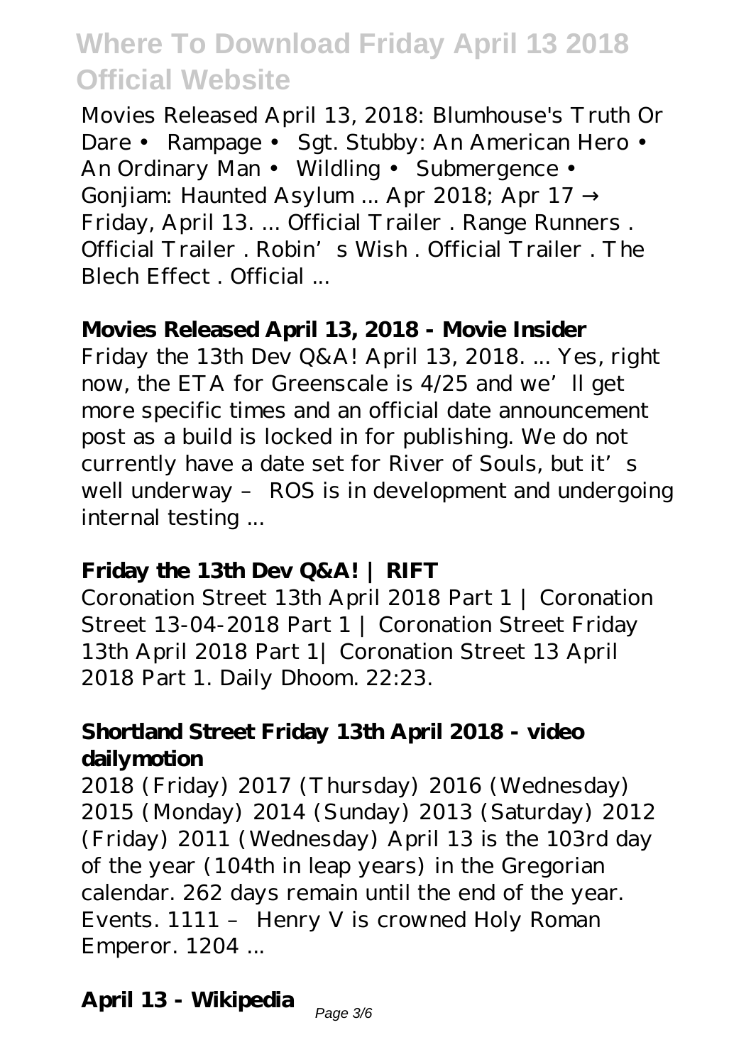Movies Released April 13, 2018: Blumhouse's Truth Or Dare • Rampage • Sgt. Stubby: An American Hero • An Ordinary Man • Wildling • Submergence • Gonjiam: Haunted Asylum ... Apr 2018; Apr 17 → Friday, April 13. ... Official Trailer . Range Runners . Official Trailer . Robin's Wish . Official Trailer . The Blech Effect . Official ...

### Movies Released April 13, 2018 - Movie Insider

Friday the 13th Dev Q&A! April 13, 2018. ... Yes, right now, the ETA for Greenscale is 4/25 and we'll get more specific times and an official date announcement post as a build is locked in for publishing. We do not currently have a date set for River of Souls, but it's well underway – ROS is in development and undergoing internal testing ...

### Friday the 13th Dev Q&A! | RIFT

Coronation Street 13th April 2018 Part 1 | Coronation Street 13-04-2018 Part 1 | Coronation Street Friday 13th April 2018 Part 1| Coronation Street 13 April 2018 Part 1. Daily Dhoom. 22:23.

### Shortland Street Friday 13th April 2018 - video dailymotion

2018 (Friday) 2017 (Thursday) 2016 (Wednesday) 2015 (Monday) 2014 (Sunday) 2013 (Saturday) 2012 (Friday) 2011 (Wednesday) April 13 is the 103rd day of the year (104th in leap years) in the Gregorian calendar. 262 days remain until the end of the year. Events. 1111 – Henry V is crowned Holy Roman Emperor. 1204 ...

### April 13 - Wikipedia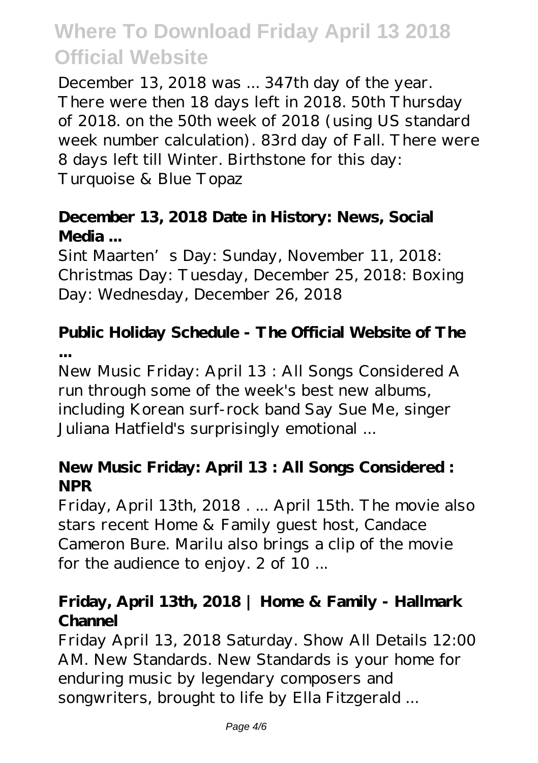December 13, 2018 was ... 347th day of the year. There were then 18 days left in 2018. 50th Thursday of 2018. on the 50th week of 2018 (using US standard week number calculation). 83rd day of Fall. There were 8 days left till Winter. Birthstone for this day: Turquoise & Blue Topaz

### December 13, 2018 Date in History: News, Social Media ...

Sint Maarten's Day: Sunday, November 11, 2018: Christmas Day: Tuesday, December 25, 2018: Boxing Day: Wednesday, December 26, 2018

### Public Holiday Schedule - The Official Website of The ...

New Music Friday: April 13 : All Songs Considered A run through some of the week's best new albums, including Korean surf-rock band Say Sue Me, singer Juliana Hatfield's surprisingly emotional ...

### New Music Friday: April 13 : All Songs Considered : NPR

Friday, April 13th, 2018 . ... April 15th. The movie also stars recent Home & Family guest host, Candace Cameron Bure. Marilu also brings a clip of the movie for the audience to enjoy. 2 of 10 ...

### Friday, April 13th, 2018 | Home & Family - Hallmark Channel

Friday April 13, 2018 Saturday. Show All Details 12:00 AM. New Standards. New Standards is your home for enduring music by legendary composers and songwriters, brought to life by Ella Fitzgerald ...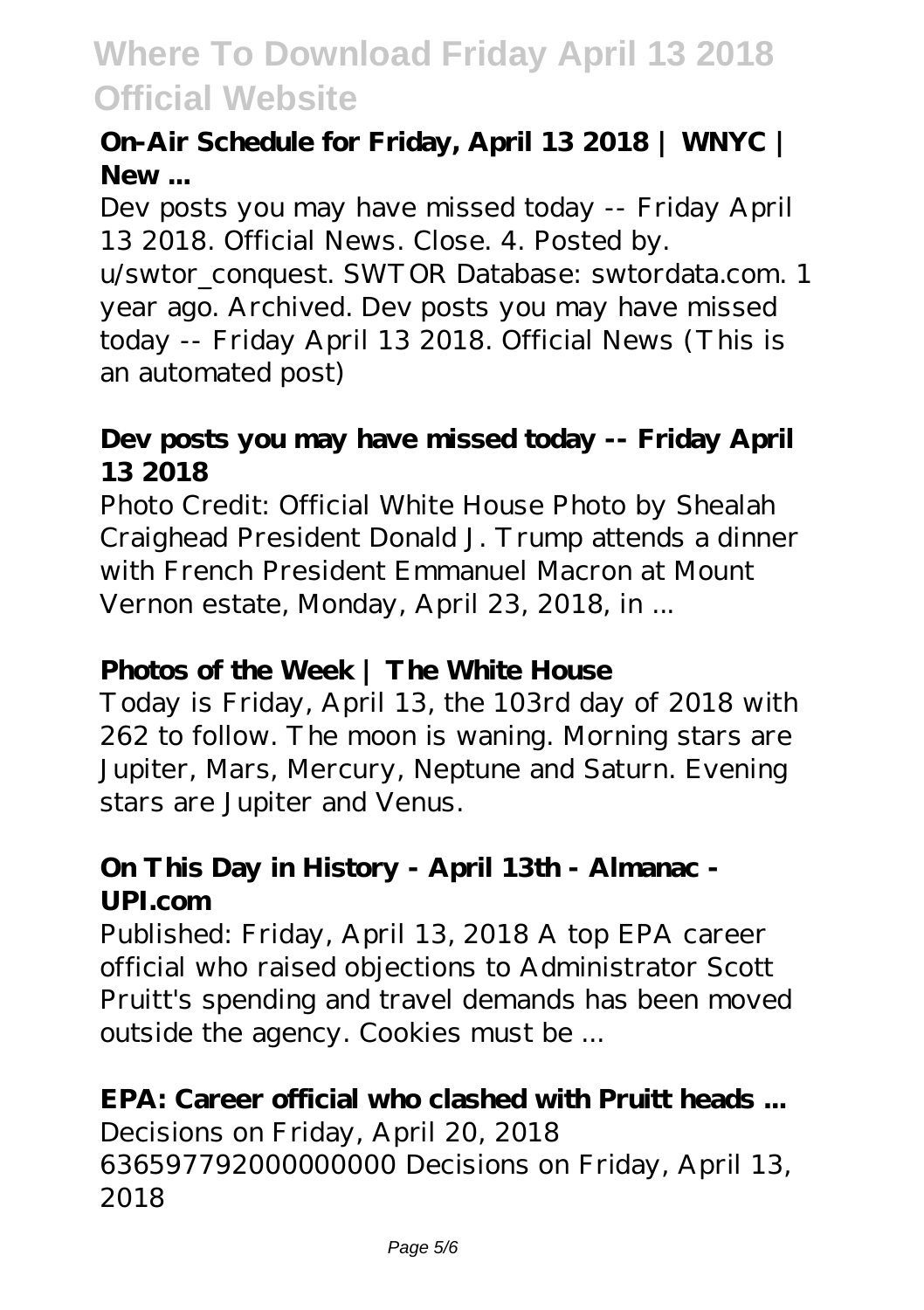### On-Air Schedule for Friday, April 13 2018 | WNYC | New ...

Dev posts you may have missed today -- Friday April 13 2018. Official News. Close. 4. Posted by. u/swtor_conquest. SWTOR Database: swtordata.com. 1 year ago. Archived. Dev posts you may have missed today -- Friday April 13 2018. Official News (This is an automated post)

### Dev posts you may have missed today -- Friday April 13 2018

Photo Credit: Official White House Photo by Shealah Craighead President Donald J. Trump attends a dinner with French President Emmanuel Macron at Mount Vernon estate, Monday, April 23, 2018, in ...

### Photos of the Week | The White House

Today is Friday, April 13, the 103rd day of 2018 with 262 to follow. The moon is waning. Morning stars are Jupiter, Mars, Mercury, Neptune and Saturn. Evening stars are Jupiter and Venus.

### On This Day in History - April 13th - Almanac - UPI.com

Published: Friday, April 13, 2018 A top EPA career official who raised objections to Administrator Scott Pruitt's spending and travel demands has been moved outside the agency. Cookies must be ...

### EPA: Career official who clashed with Pruitt heads ...

Decisions on Friday, April 20, 2018 636597792000000000 Decisions on Friday, April 13, 2018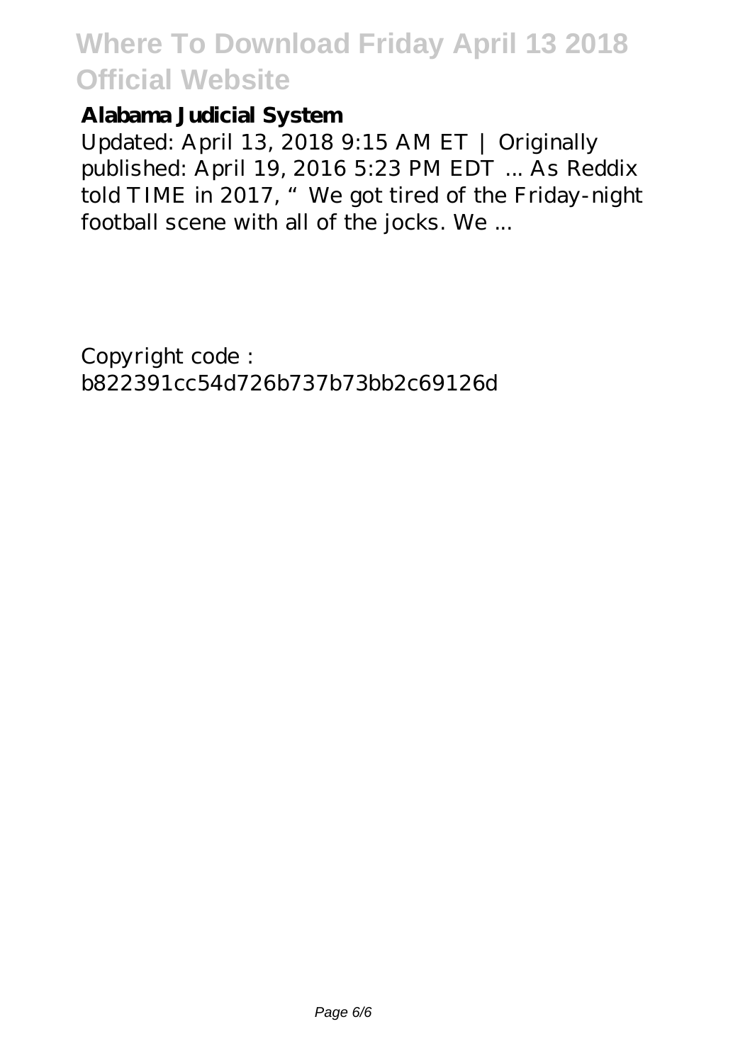**Alabama Judicial System**

Updated: April 13, 2018 9:15 AM ET | Originally published: April 19, 2016 5:23 PM EDT ... As Reddix told TIME in 2017, " We got tired of the Friday-night football scene with all of the jocks. We ...

Copyright code : b822391cc54d726b737b73bb2c69126d